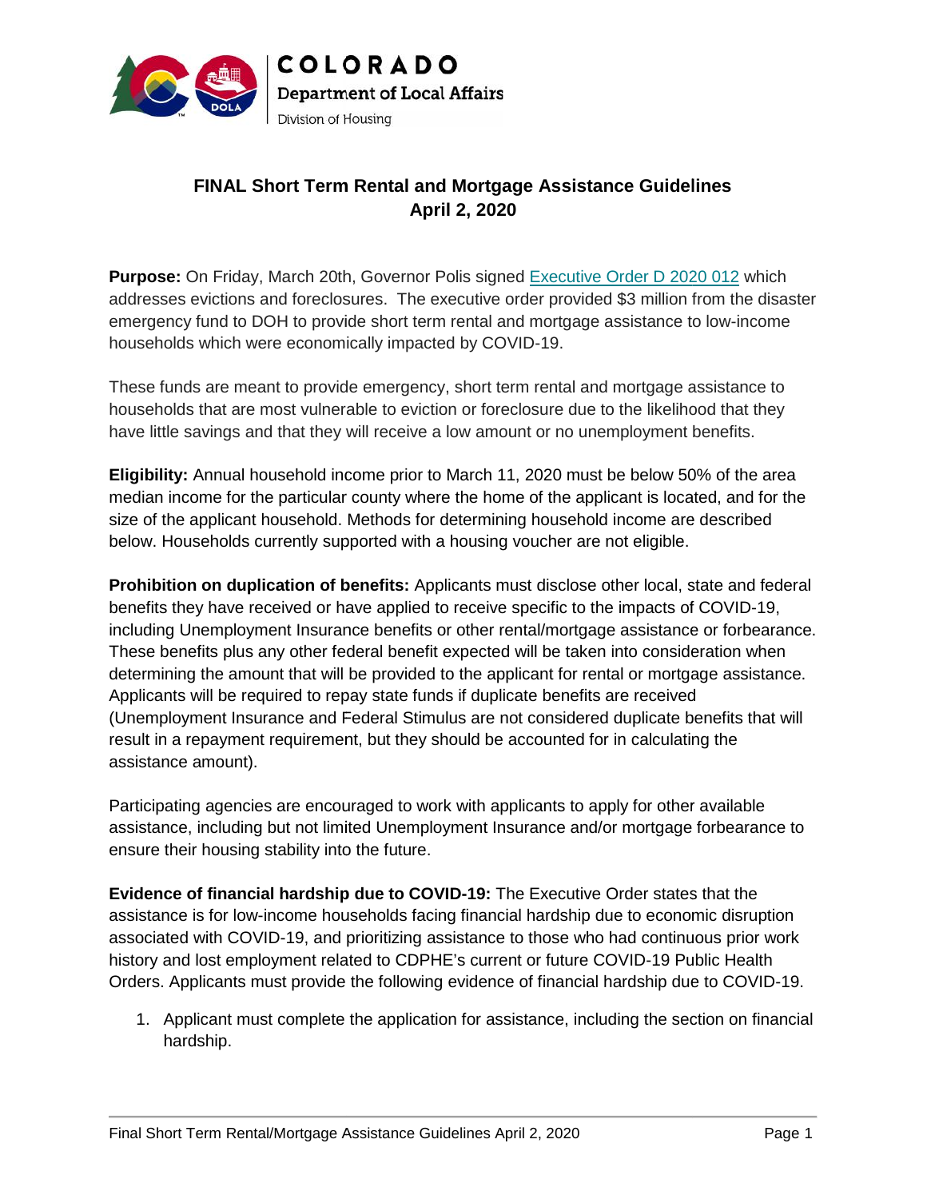COLORADO
Department of Local Affairs
Division of Housing

# FINAL Short Term Rental and Mortgage Assistance Guidelines
## April 2, 2020

**Purpose:** On Friday, March 20th, Governor Polis signed Executive Order D 2020 012 which addresses evictions and foreclosures. The executive order provided $3 million from the disaster emergency fund to DOH to provide short term rental and mortgage assistance to low-income households which were economically impacted by COVID-19.

These funds are meant to provide emergency, short term rental and mortgage assistance to households that are most vulnerable to eviction or foreclosure due to the likelihood that they have little savings and that they will receive a low amount or no unemployment benefits.

**Eligibility:** Annual household income prior to March 11, 2020 must be below 50% of the area median income for the particular county where the home of the applicant is located, and for the size of the applicant household. Methods for determining household income are described below. Households currently supported with a housing voucher are not eligible.

**Prohibition on duplication of benefits:** Applicants must disclose other local, state and federal benefits they have received or have applied to receive specific to the impacts of COVID-19, including Unemployment Insurance benefits or other rental/mortgage assistance or forbearance. These benefits plus any other federal benefit expected will be taken into consideration when determining the amount that will be provided to the applicant for rental or mortgage assistance. Applicants will be required to repay state funds if duplicate benefits are received (Unemployment Insurance and Federal Stimulus are not considered duplicate benefits that will result in a repayment requirement, but they should be accounted for in calculating the assistance amount).

Participating agencies are encouraged to work with applicants to apply for other available assistance, including but not limited Unemployment Insurance and/or mortgage forbearance to ensure their housing stability into the future.

**Evidence of financial hardship due to COVID-19:** The Executive Order states that the assistance is for low-income households facing financial hardship due to economic disruption associated with COVID-19, and prioritizing assistance to those who had continuous prior work history and lost employment related to CDPHE's current or future COVID-19 Public Health Orders. Applicants must provide the following evidence of financial hardship due to COVID-19.

1. Applicant must complete the application for assistance, including the section on financial hardship.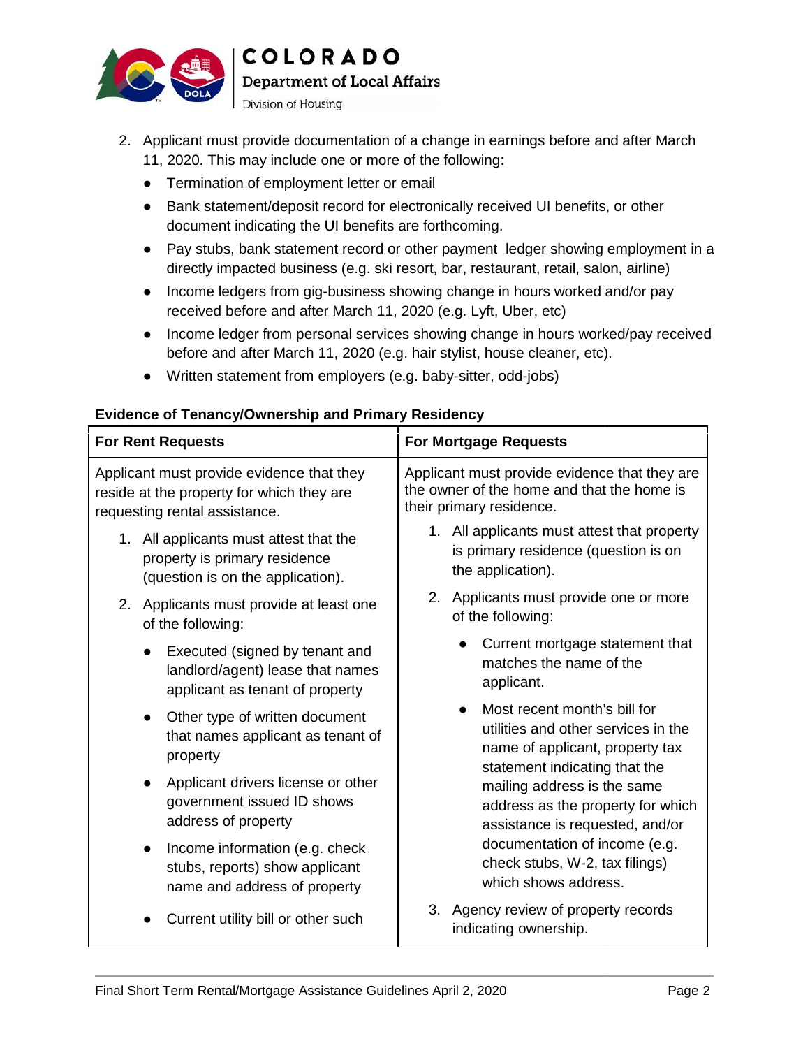2. Applicant must provide documentation of a change in earnings before and after March 11, 2020. This may include one or more of the following:
   - Termination of employment letter or email
   - Bank statement/deposit record for electronically received UI benefits, or other document indicating the UI benefits are forthcoming.
   - Pay stubs, bank statement record or other payment ledger showing employment in a directly impacted business (e.g. ski resort, bar, restaurant, retail, salon, airline)
   - Income ledgers from gig-business showing change in hours worked and/or pay received before and after March 11, 2020 (e.g. Lyft, Uber, etc)
   - Income ledger from personal services showing change in hours worked/pay received before and after March 11, 2020 (e.g. hair stylist, house cleaner, etc).
   - Written statement from employers (e.g. baby-sitter, odd-jobs)

**Evidence of Tenancy/Ownership and Primary Residency**

| **For Rent Requests** | **For Mortgage Requests** |
|---|---|
| Applicant must provide evidence that they reside at the property for which they are requesting rental assistance.<br><br>1. All applicants must attest that the property is primary residence (question is on the application).<br>2. Applicants must provide at least one of the following:<br>• Executed (signed by tenant and landlord/agent) lease that names applicant as tenant of property<br>• Other type of written document that names applicant as tenant of property<br>• Applicant drivers license or other government issued ID shows address of property<br>• Income information (e.g. check stubs, reports) show applicant name and address of property<br>• Current utility bill or other such | Applicant must provide evidence that they are the owner of the home and that the home is their primary residence.<br><br>1. All applicants must attest that property is primary residence (question is on the application).<br>2. Applicants must provide one or more of the following:<br>• Current mortgage statement that matches the name of the applicant.<br>• Most recent month's bill for utilities and other services in the name of applicant, property tax statement indicating that the mailing address is the same address as the property for which assistance is requested, and/or documentation of income (e.g. check stubs, W-2, tax filings) which shows address.<br>3. Agency review of property records indicating ownership. |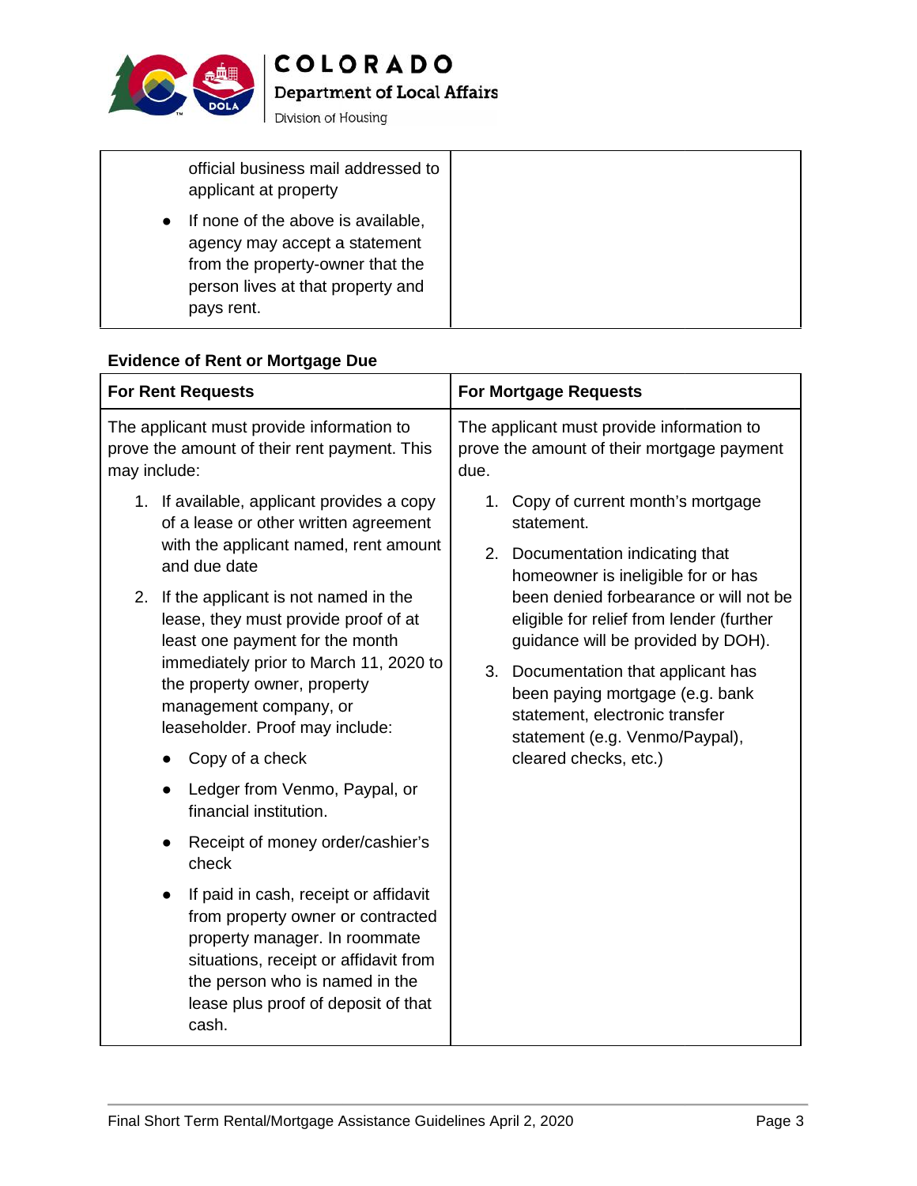| | |
|---|---|
| official business mail addressed to applicant at property<br>• If none of the above is available, agency may accept a statement from the property-owner that the person lives at that property and pays rent. | |

**Evidence of Rent or Mortgage Due**

| For Rent Requests | For Mortgage Requests |
|---|---|
| The applicant must provide information to prove the amount of their rent payment. This may include:<br>1. If available, applicant provides a copy of a lease or other written agreement with the applicant named, rent amount and due date<br>2. If the applicant is not named in the lease, they must provide proof of at least one payment for the month immediately prior to March 11, 2020 to the property owner, property management company, or leaseholder. Proof may include:<br>• Copy of a check<br>• Ledger from Venmo, Paypal, or financial institution.<br>• Receipt of money order/cashier's check<br>• If paid in cash, receipt or affidavit from property owner or contracted property manager. In roommate situations, receipt or affidavit from the person who is named in the lease plus proof of deposit of that cash. | The applicant must provide information to prove the amount of their mortgage payment due.<br>1. Copy of current month's mortgage statement.<br>2. Documentation indicating that homeowner is ineligible for or has been denied forbearance or will not be eligible for relief from lender (further guidance will be provided by DOH).<br>3. Documentation that applicant has been paying mortgage (e.g. bank statement, electronic transfer statement (e.g. Venmo/Paypal), cleared checks, etc.) |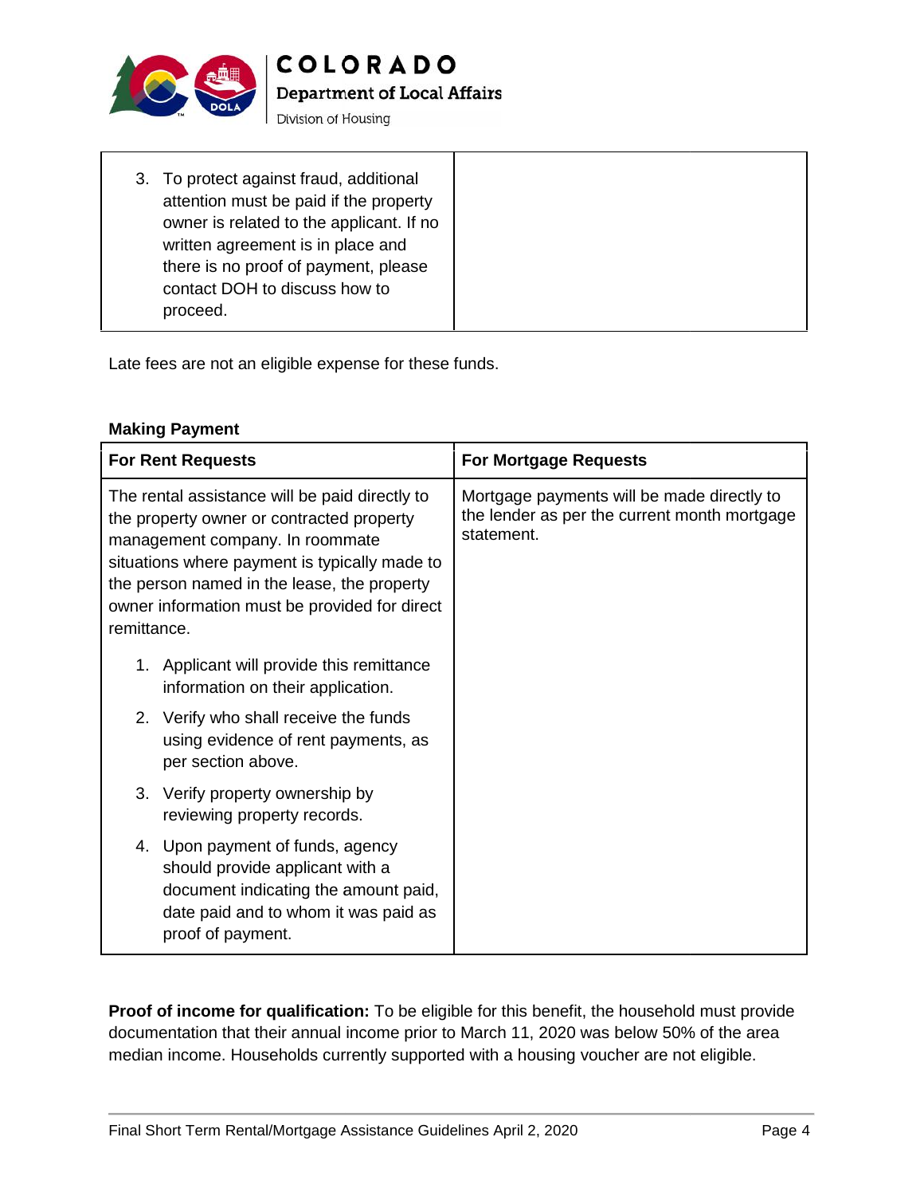| | |
|---|---|
| 3. To protect against fraud, additional attention must be paid if the property owner is related to the applicant. If no written agreement is in place and there is no proof of payment, please contact DOH to discuss how to proceed. | |

Late fees are not an eligible expense for these funds.

**Making Payment**

| For Rent Requests | For Mortgage Requests |
|---|---|
| The rental assistance will be paid directly to the property owner or contracted property management company. In roommate situations where payment is typically made to the person named in the lease, the property owner information must be provided for direct remittance.<br><br>1. Applicant will provide this remittance information on their application.<br>2. Verify who shall receive the funds using evidence of rent payments, as per section above.<br>3. Verify property ownership by reviewing property records.<br>4. Upon payment of funds, agency should provide applicant with a document indicating the amount paid, date paid and to whom it was paid as proof of payment. | Mortgage payments will be made directly to the lender as per the current month mortgage statement. |

**Proof of income for qualification:** To be eligible for this benefit, the household must provide documentation that their annual income prior to March 11, 2020 was below 50% of the area median income. Households currently supported with a housing voucher are not eligible.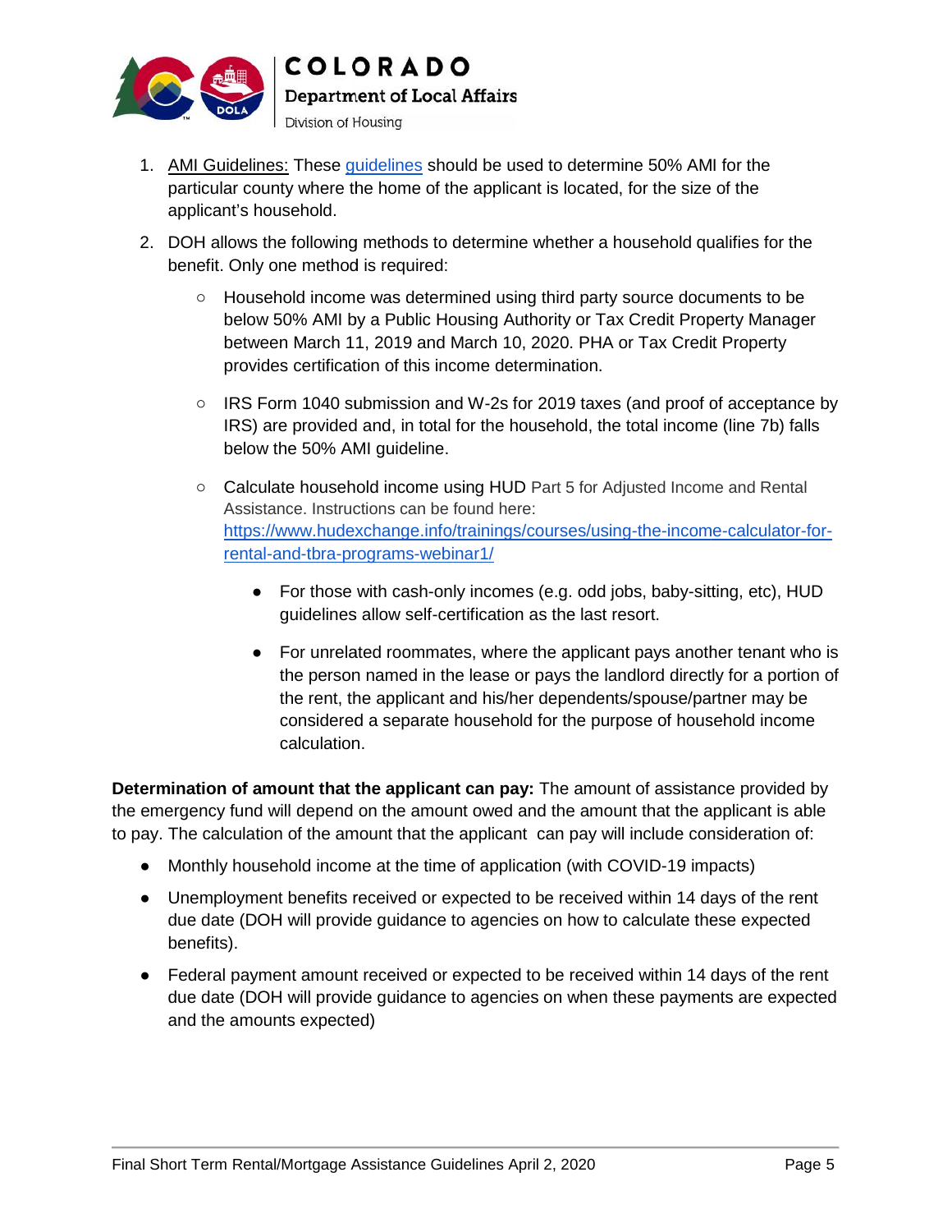1. AMI Guidelines: These [guidelines](guidelines) should be used to determine 50% AMI for the particular county where the home of the applicant is located, for the size of the applicant's household.
2. DOH allows the following methods to determine whether a household qualifies for the benefit. Only one method is required:
   - Household income was determined using third party source documents to be below 50% AMI by a Public Housing Authority or Tax Credit Property Manager between March 11, 2019 and March 10, 2020. PHA or Tax Credit Property provides certification of this income determination.
   - IRS Form 1040 submission and W-2s for 2019 taxes (and proof of acceptance by IRS) are provided and, in total for the household, the total income (line 7b) falls below the 50% AMI guideline.
   - Calculate household income using HUD Part 5 for Adjusted Income and Rental Assistance. Instructions can be found here: https://www.hudexchange.info/trainings/courses/using-the-income-calculator-for-rental-and-tbra-programs-webinar1/
     - For those with cash-only incomes (e.g. odd jobs, baby-sitting, etc), HUD guidelines allow self-certification as the last resort.
     - For unrelated roommates, where the applicant pays another tenant who is the person named in the lease or pays the landlord directly for a portion of the rent, the applicant and his/her dependents/spouse/partner may be considered a separate household for the purpose of household income calculation.

**Determination of amount that the applicant can pay:** The amount of assistance provided by the emergency fund will depend on the amount owed and the amount that the applicant is able to pay. The calculation of the amount that the applicant can pay will include consideration of:

- Monthly household income at the time of application (with COVID-19 impacts)
- Unemployment benefits received or expected to be received within 14 days of the rent due date (DOH will provide guidance to agencies on how to calculate these expected benefits).
- Federal payment amount received or expected to be received within 14 days of the rent due date (DOH will provide guidance to agencies on when these payments are expected and the amounts expected)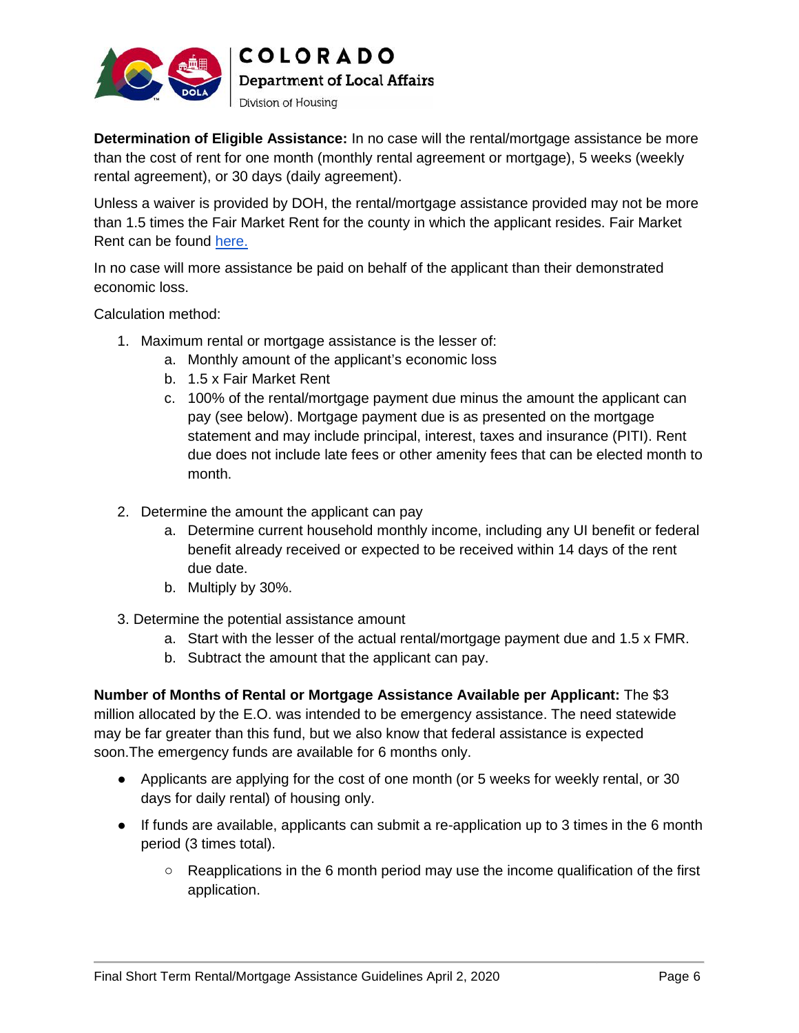**Determination of Eligible Assistance:** In no case will the rental/mortgage assistance be more than the cost of rent for one month (monthly rental agreement or mortgage), 5 weeks (weekly rental agreement), or 30 days (daily agreement).

Unless a waiver is provided by DOH, the rental/mortgage assistance provided may not be more than 1.5 times the Fair Market Rent for the county in which the applicant resides. Fair Market Rent can be found here.

In no case will more assistance be paid on behalf of the applicant than their demonstrated economic loss.

Calculation method:

1. Maximum rental or mortgage assistance is the lesser of:
    a. Monthly amount of the applicant's economic loss
    b. 1.5 x Fair Market Rent
    c. 100% of the rental/mortgage payment due minus the amount the applicant can pay (see below). Mortgage payment due is as presented on the mortgage statement and may include principal, interest, taxes and insurance (PITI). Rent due does not include late fees or other amenity fees that can be elected month to month.

2. Determine the amount the applicant can pay
    a. Determine current household monthly income, including any UI benefit or federal benefit already received or expected to be received within 14 days of the rent due date.
    b. Multiply by 30%.

3. Determine the potential assistance amount
    a. Start with the lesser of the actual rental/mortgage payment due and 1.5 x FMR.
    b. Subtract the amount that the applicant can pay.

**Number of Months of Rental or Mortgage Assistance Available per Applicant:** The $3 million allocated by the E.O. was intended to be emergency assistance. The need statewide may be far greater than this fund, but we also know that federal assistance is expected soon.The emergency funds are available for 6 months only.

- Applicants are applying for the cost of one month (or 5 weeks for weekly rental, or 30 days for daily rental) of housing only.
- If funds are available, applicants can submit a re-application up to 3 times in the 6 month period (3 times total).
    - Reapplications in the 6 month period may use the income qualification of the first application.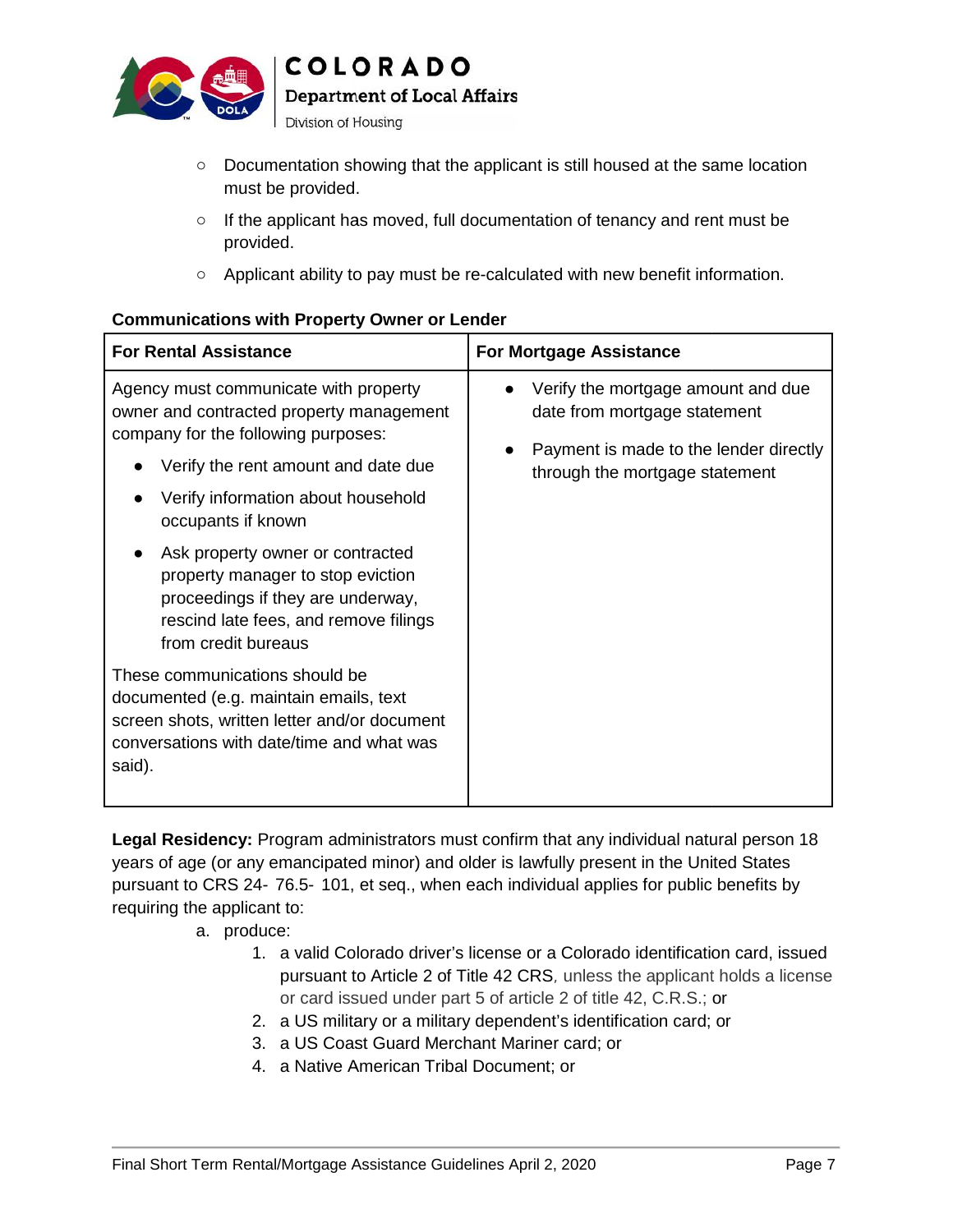- Documentation showing that the applicant is still housed at the same location must be provided.
- If the applicant has moved, full documentation of tenancy and rent must be provided.
- Applicant ability to pay must be re-calculated with new benefit information.

**Communications with Property Owner or Lender**

| For Rental Assistance | For Mortgage Assistance |
|---|---|
| Agency must communicate with property owner and contracted property management company for the following purposes:<br>• Verify the rent amount and date due<br>• Verify information about household occupants if known<br>• Ask property owner or contracted property manager to stop eviction proceedings if they are underway, rescind late fees, and remove filings from credit bureaus<br><br>These communications should be documented (e.g. maintain emails, text screen shots, written letter and/or document conversations with date/time and what was said). | • Verify the mortgage amount and due date from mortgage statement<br>• Payment is made to the lender directly through the mortgage statement |

**Legal Residency:** Program administrators must confirm that any individual natural person 18 years of age (or any emancipated minor) and older is lawfully present in the United States pursuant to CRS 24- 76.5- 101, et seq., when each individual applies for public benefits by requiring the applicant to:

a. produce:
   1. a valid Colorado driver's license or a Colorado identification card, issued pursuant to Article 2 of Title 42 CRS, unless the applicant holds a license or card issued under part 5 of article 2 of title 42, C.R.S.; or
   2. a US military or a military dependent's identification card; or
   3. a US Coast Guard Merchant Mariner card; or
   4. a Native American Tribal Document; or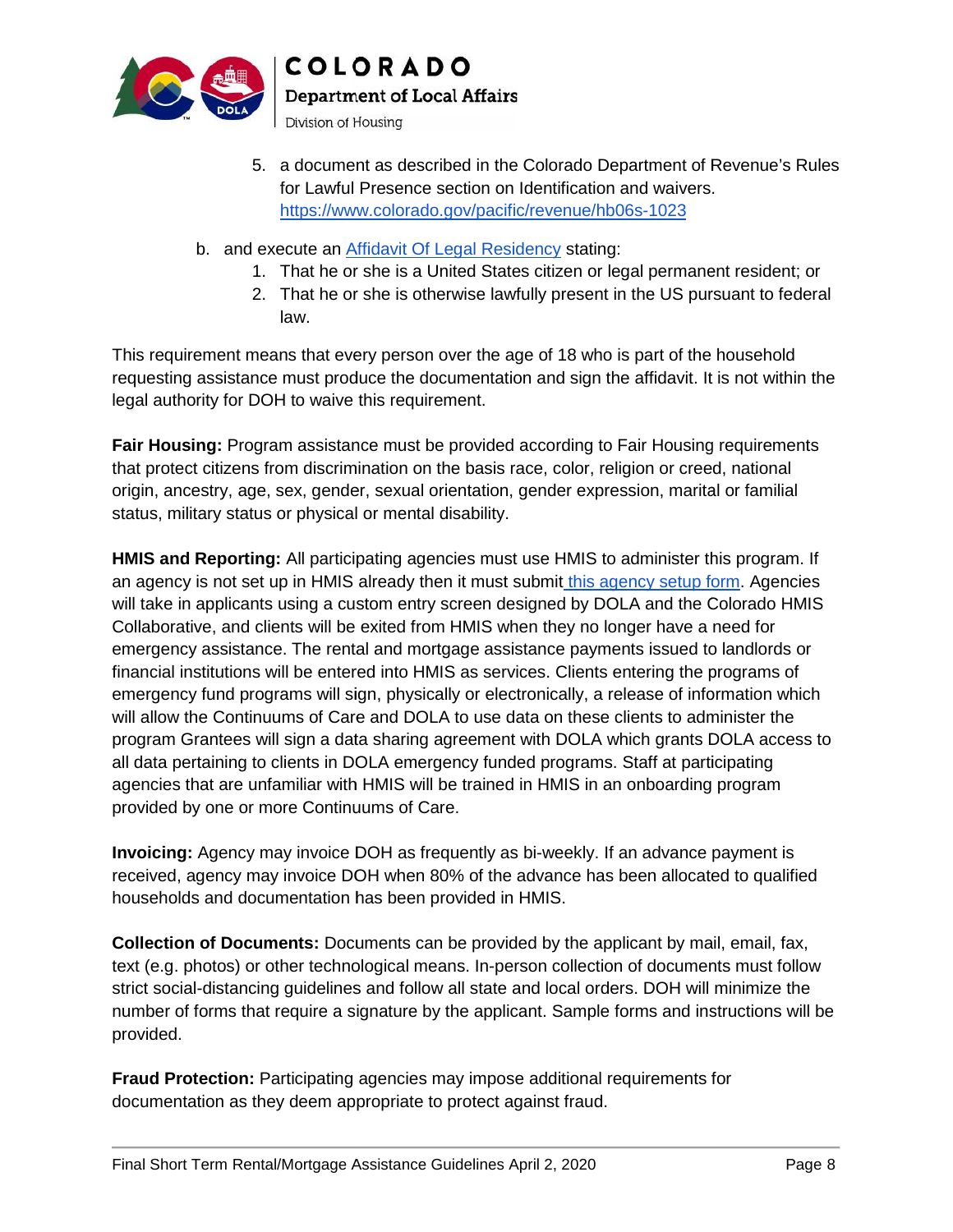5. a document as described in the Colorado Department of Revenue's Rules for Lawful Presence section on Identification and waivers. https://www.colorado.gov/pacific/revenue/hb06s-1023

b. and execute an Affidavit Of Legal Residency stating:
   1. That he or she is a United States citizen or legal permanent resident; or
   2. That he or she is otherwise lawfully present in the US pursuant to federal law.

This requirement means that every person over the age of 18 who is part of the household requesting assistance must produce the documentation and sign the affidavit. It is not within the legal authority for DOH to waive this requirement.

**Fair Housing:** Program assistance must be provided according to Fair Housing requirements that protect citizens from discrimination on the basis race, color, religion or creed, national origin, ancestry, age, sex, gender, sexual orientation, gender expression, marital or familial status, military status or physical or mental disability.

**HMIS and Reporting:** All participating agencies must use HMIS to administer this program. If an agency is not set up in HMIS already then it must submit this agency setup form. Agencies will take in applicants using a custom entry screen designed by DOLA and the Colorado HMIS Collaborative, and clients will be exited from HMIS when they no longer have a need for emergency assistance. The rental and mortgage assistance payments issued to landlords or financial institutions will be entered into HMIS as services. Clients entering the programs of emergency fund programs will sign, physically or electronically, a release of information which will allow the Continuums of Care and DOLA to use data on these clients to administer the program Grantees will sign a data sharing agreement with DOLA which grants DOLA access to all data pertaining to clients in DOLA emergency funded programs. Staff at participating agencies that are unfamiliar with HMIS will be trained in HMIS in an onboarding program provided by one or more Continuums of Care.

**Invoicing:** Agency may invoice DOH as frequently as bi-weekly. If an advance payment is received, agency may invoice DOH when 80% of the advance has been allocated to qualified households and documentation has been provided in HMIS.

**Collection of Documents:** Documents can be provided by the applicant by mail, email, fax, text (e.g. photos) or other technological means. In-person collection of documents must follow strict social-distancing guidelines and follow all state and local orders. DOH will minimize the number of forms that require a signature by the applicant. Sample forms and instructions will be provided.

**Fraud Protection:** Participating agencies may impose additional requirements for documentation as they deem appropriate to protect against fraud.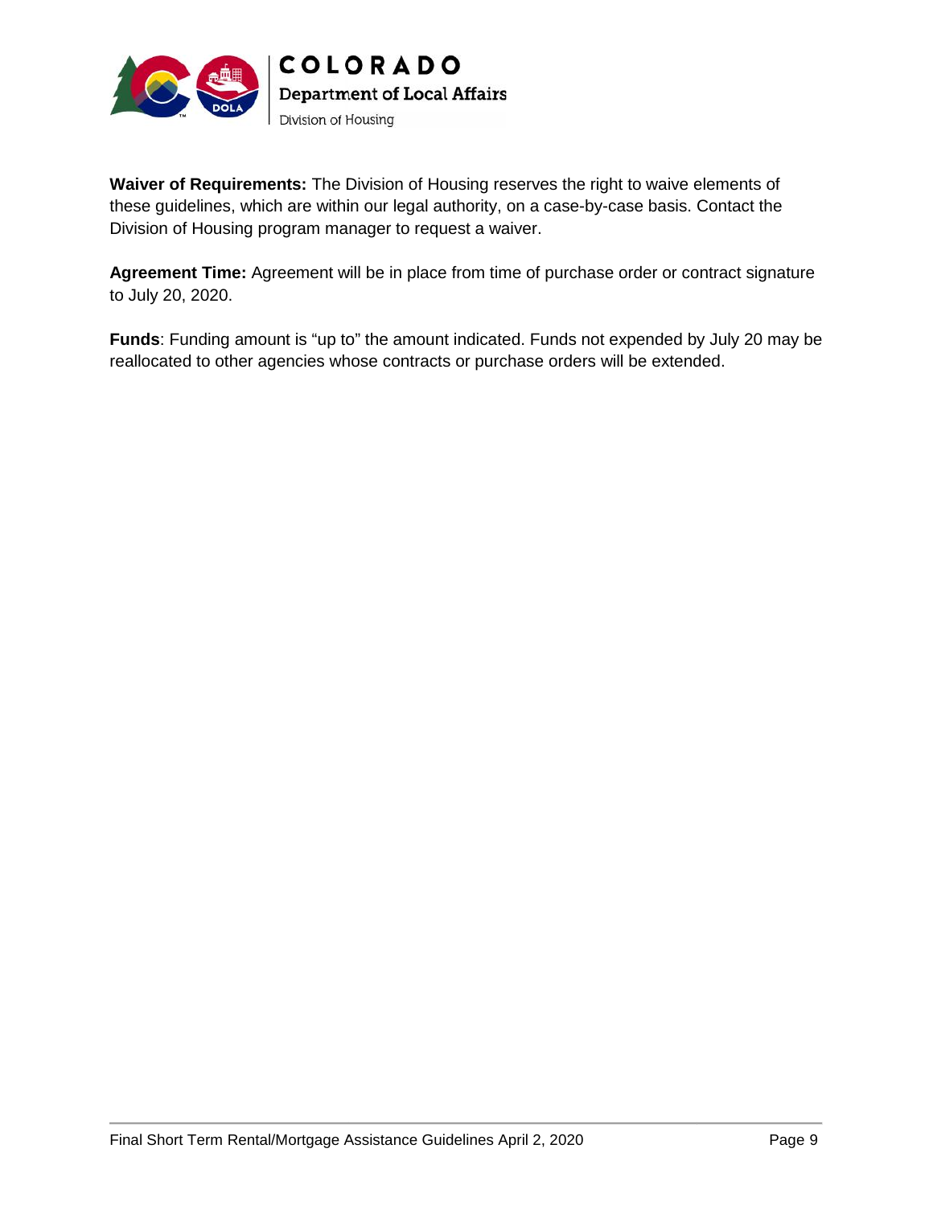**Waiver of Requirements:** The Division of Housing reserves the right to waive elements of these guidelines, which are within our legal authority, on a case-by-case basis. Contact the Division of Housing program manager to request a waiver.

**Agreement Time:** Agreement will be in place from time of purchase order or contract signature to July 20, 2020.

**Funds**: Funding amount is "up to" the amount indicated. Funds not expended by July 20 may be reallocated to other agencies whose contracts or purchase orders will be extended.